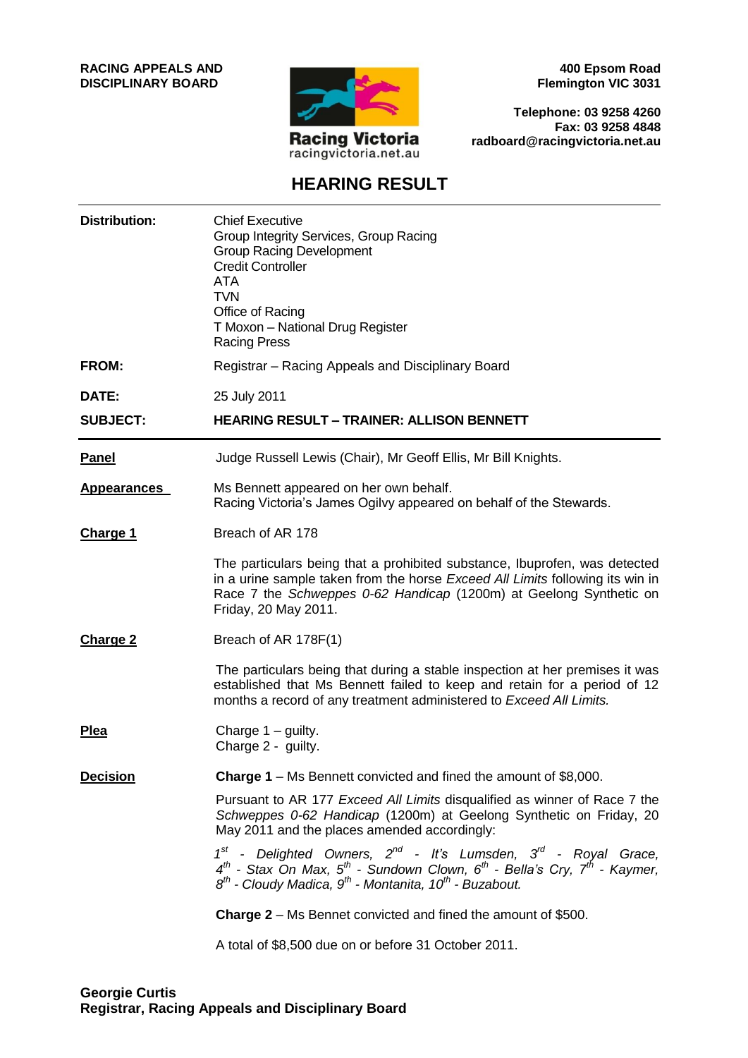**RACING APPEALS AND DISCIPLINARY BOARD**

**400 Epsom Road**
**Flemington VIC 3031**

**Telephone: 03 9258 4260**
**Fax: 03 9258 4848**
**radboard@racingvictoria.net.au**

Racing Victoria
racingvictoria.net.au

# HEARING RESULT

| | |
|---|---|
| **Distribution:** | Chief Executive<br>Group Integrity Services, Group Racing<br>Group Racing Development<br>Credit Controller<br>ATA<br>TVN<br>Office of Racing<br>T Moxon – National Drug Register<br>Racing Press |
| **FROM:** | Registrar – Racing Appeals and Disciplinary Board |
| **DATE:** | 25 July 2011 |
| **SUBJECT:** | **HEARING RESULT – TRAINER: ALLISON BENNETT** |

**Panel**

Judge Russell Lewis (Chair), Mr Geoff Ellis, Mr Bill Knights.

**Appearances**

Ms Bennett appeared on her own behalf.
Racing Victoria's James Ogilvy appeared on behalf of the Stewards.

**Charge 1**

Breach of AR 178

The particulars being that a prohibited substance, Ibuprofen, was detected in a urine sample taken from the horse *Exceed All Limits* following its win in Race 7 the *Schweppes 0-62 Handicap* (1200m) at Geelong Synthetic on Friday, 20 May 2011.

**Charge 2**

Breach of AR 178F(1)

The particulars being that during a stable inspection at her premises it was established that Ms Bennett failed to keep and retain for a period of 12 months a record of any treatment administered to *Exceed All Limits.*

**Plea**

Charge 1 – guilty.
Charge 2 - guilty.

**Decision**

**Charge 1** – Ms Bennett convicted and fined the amount of $8,000.

Pursuant to AR 177 *Exceed All Limits* disqualified as winner of Race 7 the *Schweppes 0-62 Handicap* (1200m) at Geelong Synthetic on Friday, 20 May 2011 and the places amended accordingly:

*1st - Delighted Owners, 2nd - It's Lumsden, 3rd - Royal Grace, 4th - Stax On Max, 5th - Sundown Clown, 6th - Bella's Cry, 7th - Kaymer, 8th - Cloudy Madica, 9th - Montanita, 10th - Buzabout.*

**Charge 2** – Ms Bennet convicted and fined the amount of $500.

A total of $8,500 due on or before 31 October 2011.

**Georgie Curtis**
**Registrar, Racing Appeals and Disciplinary Board**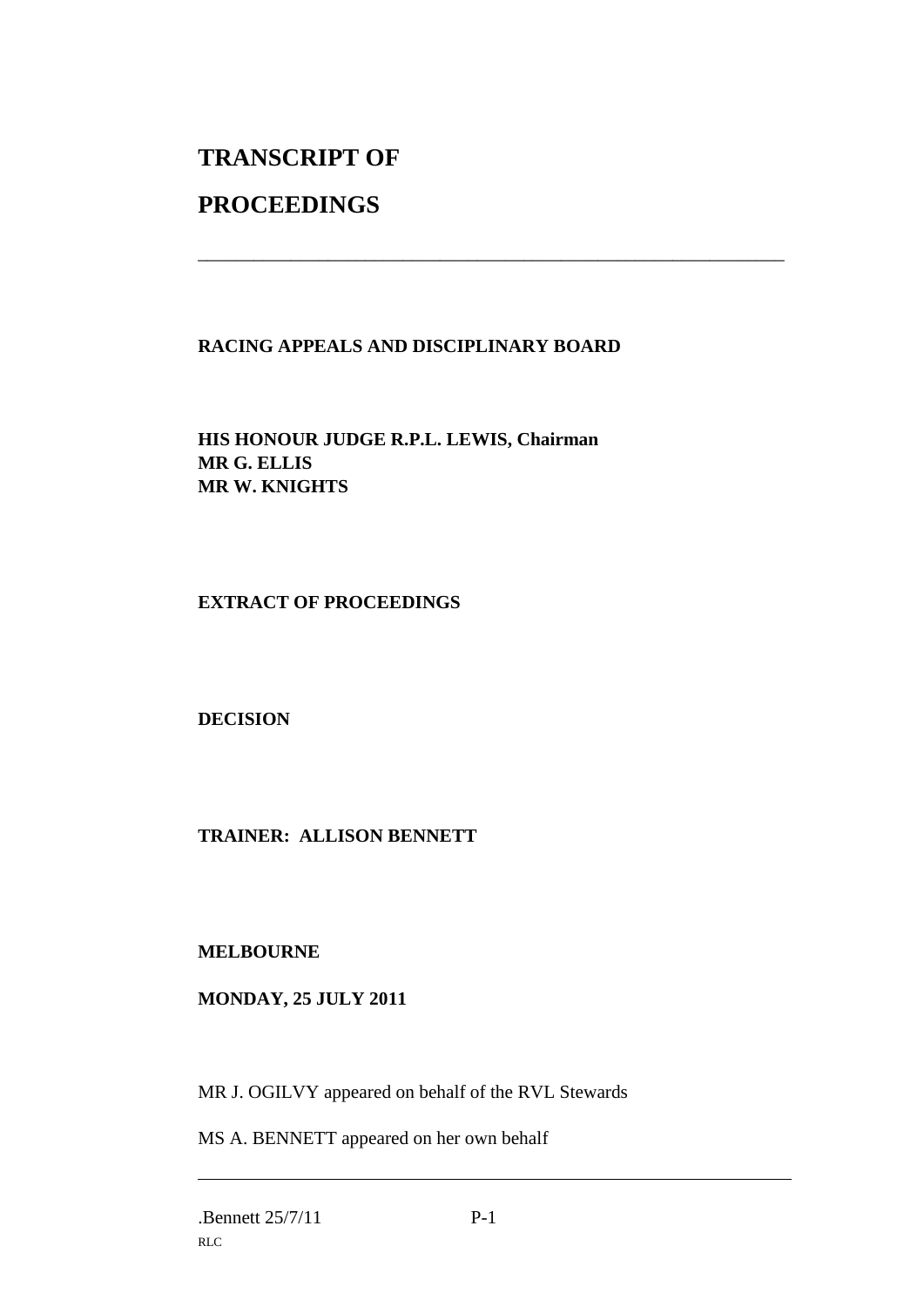# TRANSCRIPT OF

# PROCEEDINGS

---

**RACING APPEALS AND DISCIPLINARY BOARD**

**HIS HONOUR JUDGE R.P.L. LEWIS, Chairman**
**MR G. ELLIS**
**MR W. KNIGHTS**

**EXTRACT OF PROCEEDINGS**

**DECISION**

**TRAINER: ALLISON BENNETT**

**MELBOURNE**

**MONDAY, 25 JULY 2011**

MR J. OGILVY appeared on behalf of the RVL Stewards

MS A. BENNETT appeared on her own behalf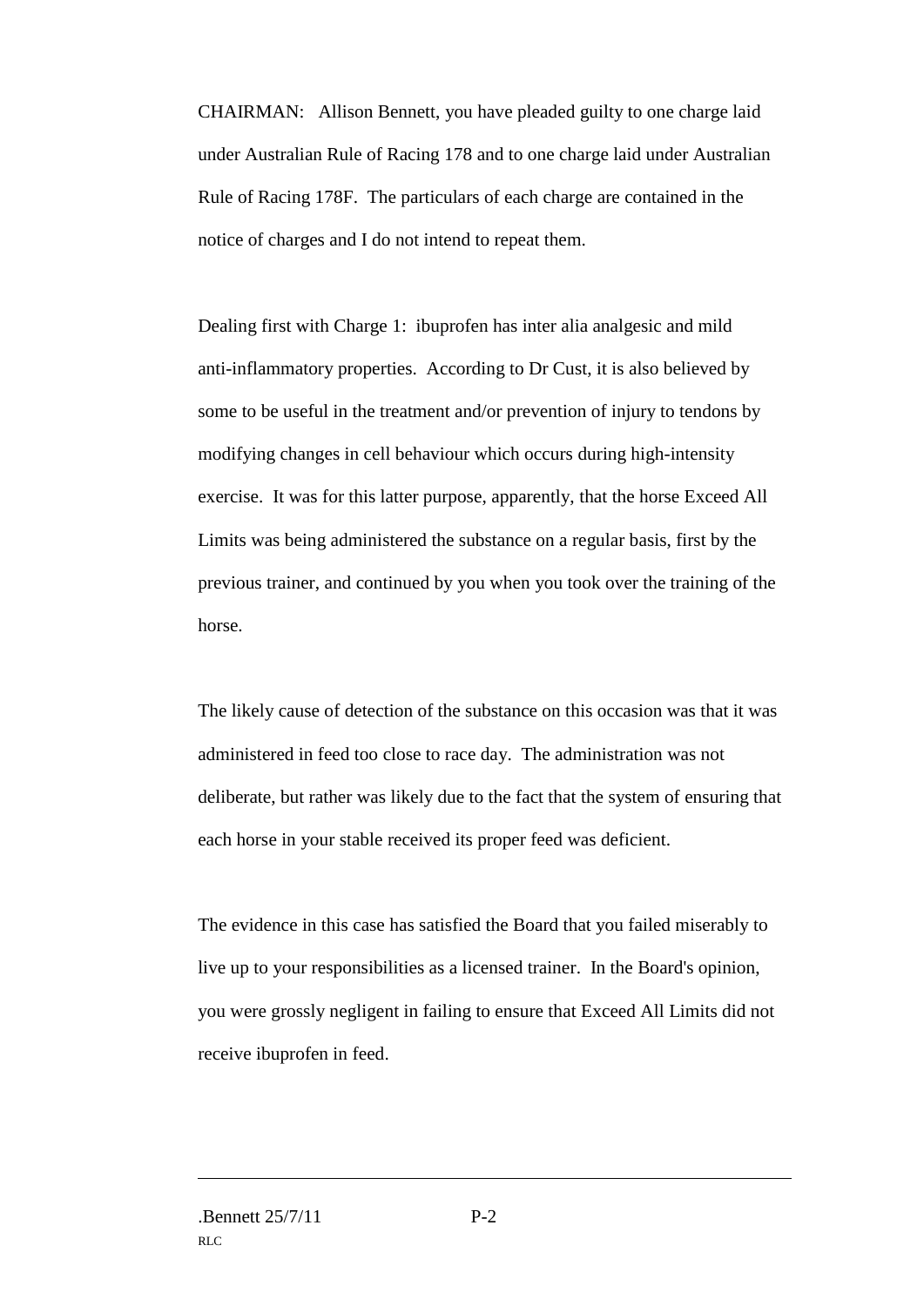CHAIRMAN: Allison Bennett, you have pleaded guilty to one charge laid under Australian Rule of Racing 178 and to one charge laid under Australian Rule of Racing 178F. The particulars of each charge are contained in the notice of charges and I do not intend to repeat them.

Dealing first with Charge 1: ibuprofen has inter alia analgesic and mild anti-inflammatory properties. According to Dr Cust, it is also believed by some to be useful in the treatment and/or prevention of injury to tendons by modifying changes in cell behaviour which occurs during high-intensity exercise. It was for this latter purpose, apparently, that the horse Exceed All Limits was being administered the substance on a regular basis, first by the previous trainer, and continued by you when you took over the training of the horse.

The likely cause of detection of the substance on this occasion was that it was administered in feed too close to race day. The administration was not deliberate, but rather was likely due to the fact that the system of ensuring that each horse in your stable received its proper feed was deficient.

The evidence in this case has satisfied the Board that you failed miserably to live up to your responsibilities as a licensed trainer. In the Board's opinion, you were grossly negligent in failing to ensure that Exceed All Limits did not receive ibuprofen in feed.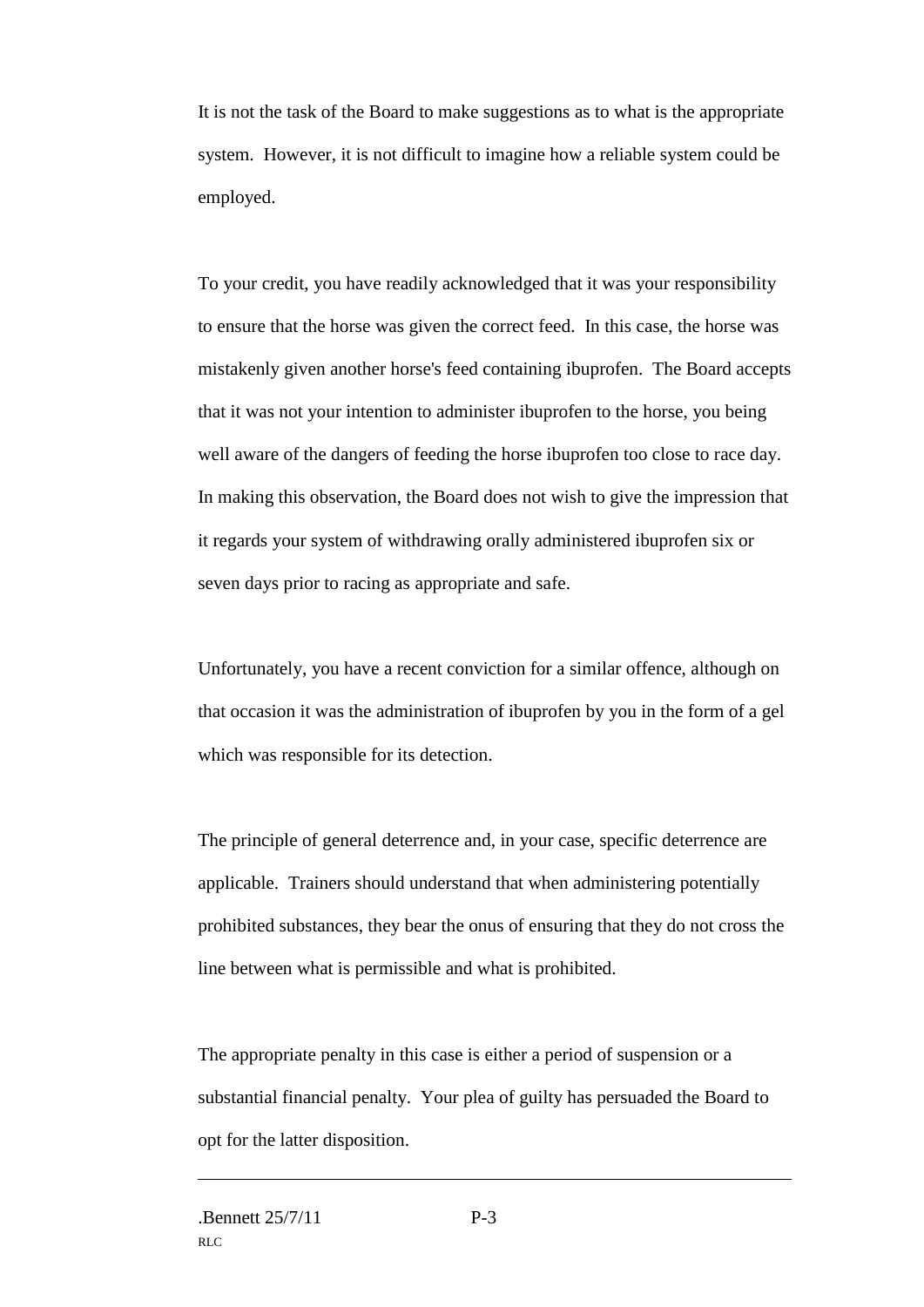It is not the task of the Board to make suggestions as to what is the appropriate system. However, it is not difficult to imagine how a reliable system could be employed.

To your credit, you have readily acknowledged that it was your responsibility to ensure that the horse was given the correct feed. In this case, the horse was mistakenly given another horse's feed containing ibuprofen. The Board accepts that it was not your intention to administer ibuprofen to the horse, you being well aware of the dangers of feeding the horse ibuprofen too close to race day. In making this observation, the Board does not wish to give the impression that it regards your system of withdrawing orally administered ibuprofen six or seven days prior to racing as appropriate and safe.

Unfortunately, you have a recent conviction for a similar offence, although on that occasion it was the administration of ibuprofen by you in the form of a gel which was responsible for its detection.

The principle of general deterrence and, in your case, specific deterrence are applicable. Trainers should understand that when administering potentially prohibited substances, they bear the onus of ensuring that they do not cross the line between what is permissible and what is prohibited.

The appropriate penalty in this case is either a period of suspension or a substantial financial penalty. Your plea of guilty has persuaded the Board to opt for the latter disposition.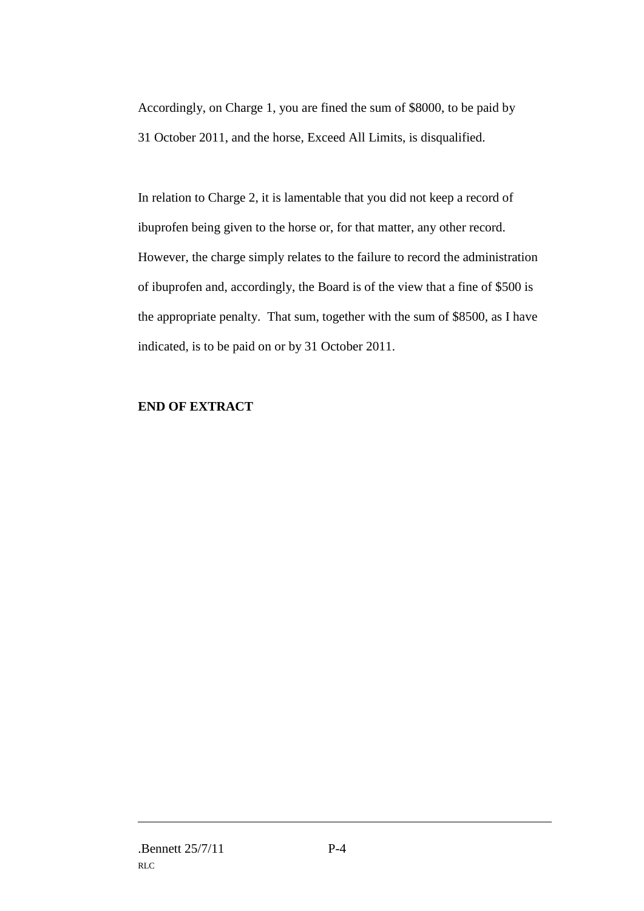Accordingly, on Charge 1, you are fined the sum of $8000, to be paid by 31 October 2011, and the horse, Exceed All Limits, is disqualified.

In relation to Charge 2, it is lamentable that you did not keep a record of ibuprofen being given to the horse or, for that matter, any other record. However, the charge simply relates to the failure to record the administration of ibuprofen and, accordingly, the Board is of the view that a fine of $500 is the appropriate penalty. That sum, together with the sum of $8500, as I have indicated, is to be paid on or by 31 October 2011.

**END OF EXTRACT**